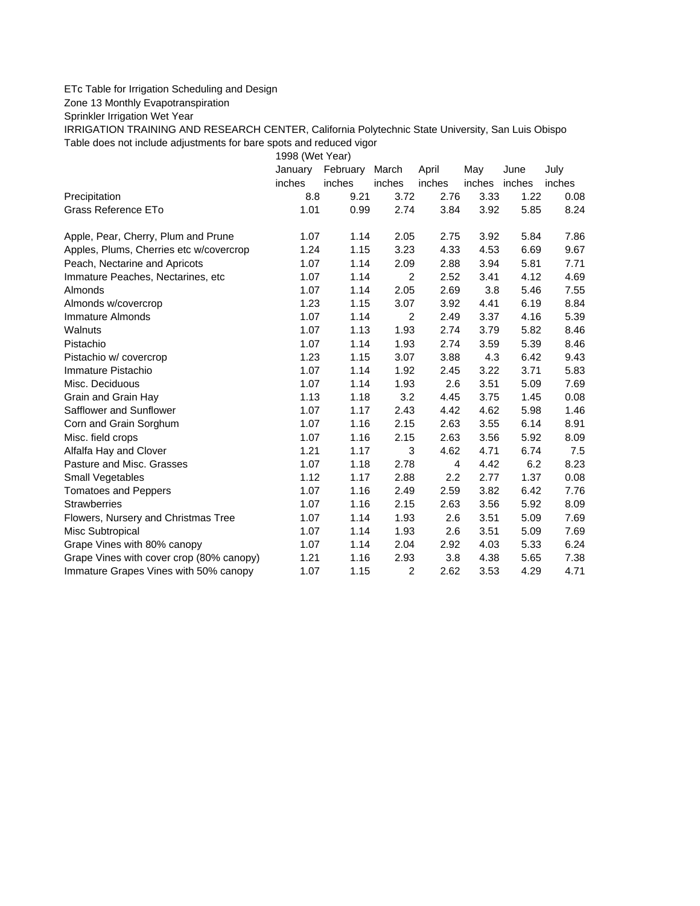ETc Table for Irrigation Scheduling and Design

Zone 13 Monthly Evapotranspiration

Sprinkler Irrigation Wet Year

IRRIGATION TRAINING AND RESEARCH CENTER, California Polytechnic State University, San Luis Obispo

Table does not include adjustments for bare spots and reduced vigor

| | 1998 (Wet Year) | | | | | | |
|---|---|---|---|---|---|---|---|
| | January | February | March | April | May | June | July |
| | inches | inches | inches | inches | inches | inches | inches |
| Precipitation | 8.8 | 9.21 | 3.72 | 2.76 | 3.33 | 1.22 | 0.08 |
| Grass Reference ETo | 1.01 | 0.99 | 2.74 | 3.84 | 3.92 | 5.85 | 8.24 |
| | | | | | | | |
| Apple, Pear, Cherry, Plum and Prune | 1.07 | 1.14 | 2.05 | 2.75 | 3.92 | 5.84 | 7.86 |
| Apples, Plums, Cherries etc w/covercrop | 1.24 | 1.15 | 3.23 | 4.33 | 4.53 | 6.69 | 9.67 |
| Peach, Nectarine and Apricots | 1.07 | 1.14 | 2.09 | 2.88 | 3.94 | 5.81 | 7.71 |
| Immature Peaches, Nectarines, etc | 1.07 | 1.14 | 2 | 2.52 | 3.41 | 4.12 | 4.69 |
| Almonds | 1.07 | 1.14 | 2.05 | 2.69 | 3.8 | 5.46 | 7.55 |
| Almonds w/covercrop | 1.23 | 1.15 | 3.07 | 3.92 | 4.41 | 6.19 | 8.84 |
| Immature Almonds | 1.07 | 1.14 | 2 | 2.49 | 3.37 | 4.16 | 5.39 |
| Walnuts | 1.07 | 1.13 | 1.93 | 2.74 | 3.79 | 5.82 | 8.46 |
| Pistachio | 1.07 | 1.14 | 1.93 | 2.74 | 3.59 | 5.39 | 8.46 |
| Pistachio w/ covercrop | 1.23 | 1.15 | 3.07 | 3.88 | 4.3 | 6.42 | 9.43 |
| Immature Pistachio | 1.07 | 1.14 | 1.92 | 2.45 | 3.22 | 3.71 | 5.83 |
| Misc. Deciduous | 1.07 | 1.14 | 1.93 | 2.6 | 3.51 | 5.09 | 7.69 |
| Grain and Grain Hay | 1.13 | 1.18 | 3.2 | 4.45 | 3.75 | 1.45 | 0.08 |
| Safflower and Sunflower | 1.07 | 1.17 | 2.43 | 4.42 | 4.62 | 5.98 | 1.46 |
| Corn and Grain Sorghum | 1.07 | 1.16 | 2.15 | 2.63 | 3.55 | 6.14 | 8.91 |
| Misc. field crops | 1.07 | 1.16 | 2.15 | 2.63 | 3.56 | 5.92 | 8.09 |
| Alfalfa Hay and Clover | 1.21 | 1.17 | 3 | 4.62 | 4.71 | 6.74 | 7.5 |
| Pasture and Misc. Grasses | 1.07 | 1.18 | 2.78 | 4 | 4.42 | 6.2 | 8.23 |
| Small Vegetables | 1.12 | 1.17 | 2.88 | 2.2 | 2.77 | 1.37 | 0.08 |
| Tomatoes and Peppers | 1.07 | 1.16 | 2.49 | 2.59 | 3.82 | 6.42 | 7.76 |
| Strawberries | 1.07 | 1.16 | 2.15 | 2.63 | 3.56 | 5.92 | 8.09 |
| Flowers, Nursery and Christmas Tree | 1.07 | 1.14 | 1.93 | 2.6 | 3.51 | 5.09 | 7.69 |
| Misc Subtropical | 1.07 | 1.14 | 1.93 | 2.6 | 3.51 | 5.09 | 7.69 |
| Grape Vines with 80% canopy | 1.07 | 1.14 | 2.04 | 2.92 | 4.03 | 5.33 | 6.24 |
| Grape Vines with cover crop (80% canopy) | 1.21 | 1.16 | 2.93 | 3.8 | 4.38 | 5.65 | 7.38 |
| Immature Grapes Vines with 50% canopy | 1.07 | 1.15 | 2 | 2.62 | 3.53 | 4.29 | 4.71 |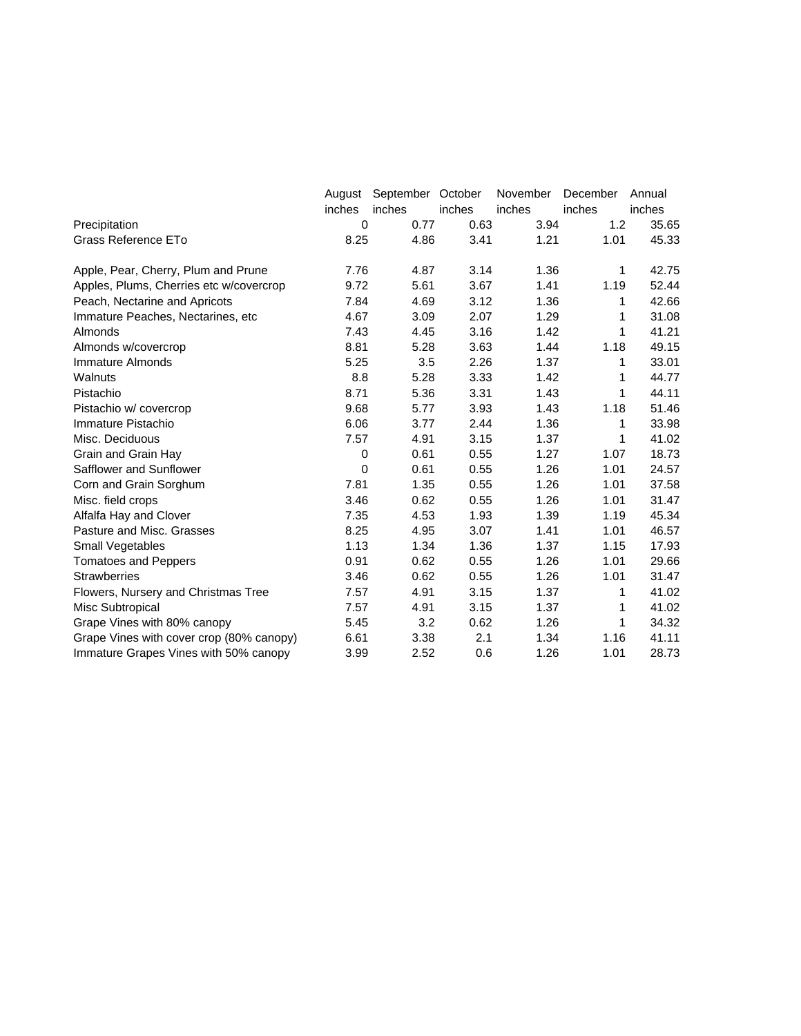| | August inches | September inches | October inches | November inches | December inches | Annual inches |
|---|---|---|---|---|---|---|
| Precipitation | 0 | 0.77 | 0.63 | 3.94 | 1.2 | 35.65 |
| Grass Reference ETo | 8.25 | 4.86 | 3.41 | 1.21 | 1.01 | 45.33 |
| | | | | | | |
| Apple, Pear, Cherry, Plum and Prune | 7.76 | 4.87 | 3.14 | 1.36 | 1 | 42.75 |
| Apples, Plums, Cherries etc w/covercrop | 9.72 | 5.61 | 3.67 | 1.41 | 1.19 | 52.44 |
| Peach, Nectarine and Apricots | 7.84 | 4.69 | 3.12 | 1.36 | 1 | 42.66 |
| Immature Peaches, Nectarines, etc | 4.67 | 3.09 | 2.07 | 1.29 | 1 | 31.08 |
| Almonds | 7.43 | 4.45 | 3.16 | 1.42 | 1 | 41.21 |
| Almonds w/covercrop | 8.81 | 5.28 | 3.63 | 1.44 | 1.18 | 49.15 |
| Immature Almonds | 5.25 | 3.5 | 2.26 | 1.37 | 1 | 33.01 |
| Walnuts | 8.8 | 5.28 | 3.33 | 1.42 | 1 | 44.77 |
| Pistachio | 8.71 | 5.36 | 3.31 | 1.43 | 1 | 44.11 |
| Pistachio w/ covercrop | 9.68 | 5.77 | 3.93 | 1.43 | 1.18 | 51.46 |
| Immature Pistachio | 6.06 | 3.77 | 2.44 | 1.36 | 1 | 33.98 |
| Misc. Deciduous | 7.57 | 4.91 | 3.15 | 1.37 | 1 | 41.02 |
| Grain and Grain Hay | 0 | 0.61 | 0.55 | 1.27 | 1.07 | 18.73 |
| Safflower and Sunflower | 0 | 0.61 | 0.55 | 1.26 | 1.01 | 24.57 |
| Corn and Grain Sorghum | 7.81 | 1.35 | 0.55 | 1.26 | 1.01 | 37.58 |
| Misc. field crops | 3.46 | 0.62 | 0.55 | 1.26 | 1.01 | 31.47 |
| Alfalfa Hay and Clover | 7.35 | 4.53 | 1.93 | 1.39 | 1.19 | 45.34 |
| Pasture and Misc. Grasses | 8.25 | 4.95 | 3.07 | 1.41 | 1.01 | 46.57 |
| Small Vegetables | 1.13 | 1.34 | 1.36 | 1.37 | 1.15 | 17.93 |
| Tomatoes and Peppers | 0.91 | 0.62 | 0.55 | 1.26 | 1.01 | 29.66 |
| Strawberries | 3.46 | 0.62 | 0.55 | 1.26 | 1.01 | 31.47 |
| Flowers, Nursery and Christmas Tree | 7.57 | 4.91 | 3.15 | 1.37 | 1 | 41.02 |
| Misc Subtropical | 7.57 | 4.91 | 3.15 | 1.37 | 1 | 41.02 |
| Grape Vines with 80% canopy | 5.45 | 3.2 | 0.62 | 1.26 | 1 | 34.32 |
| Grape Vines with cover crop (80% canopy) | 6.61 | 3.38 | 2.1 | 1.34 | 1.16 | 41.11 |
| Immature Grapes Vines with 50% canopy | 3.99 | 2.52 | 0.6 | 1.26 | 1.01 | 28.73 |